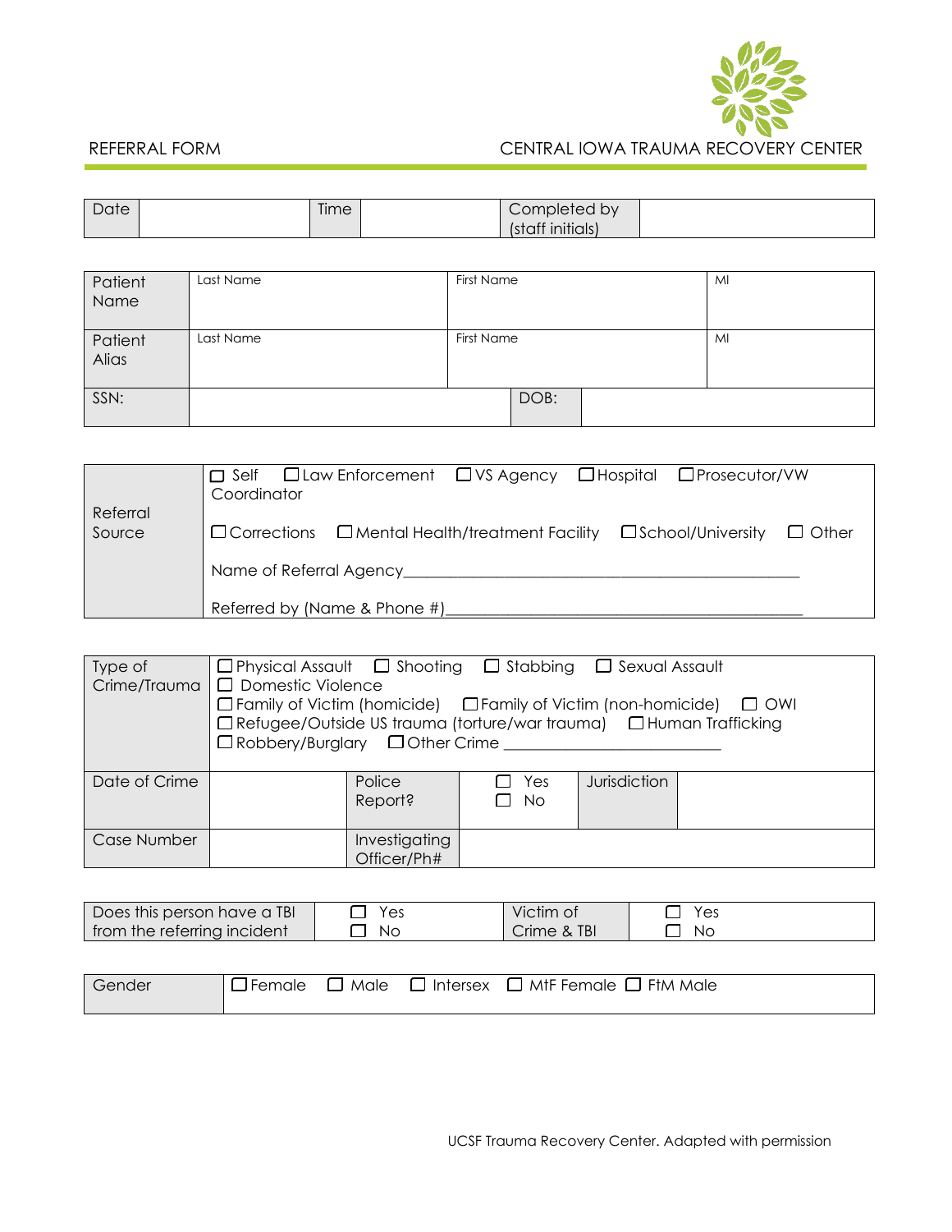REFERRAL FORM

CENTRAL IOWA TRAUMA RECOVERY CENTER

| Date | | Time | | Completed by (staff initials) | |
|---|---|---|---|---|---|

| | | | |
|---|---|---|---|
| Patient Name | Last Name | First Name | MI |
| Patient Alias | Last Name | First Name | MI |
| SSN: | | DOB: | |

| | |
|---|---|
| Referral Source | ☐ Self ☐ Law Enforcement ☐ VS Agency ☐ Hospital ☐ Prosecutor/VW Coordinator<br><br>☐ Corrections ☐ Mental Health/treatment Facility ☐ School/University ☐ Other<br><br>Name of Referral Agency_______________________________________________<br><br>Referred by (Name & Phone #)___________________________________________ |

| | | | | | |
|---|---|---|---|---|---|
| Type of Crime/Trauma | ☐ Physical Assault ☐ Shooting ☐ Stabbing ☐ Sexual Assault<br>☐ Domestic Violence<br>☐ Family of Victim (homicide) ☐ Family of Victim (non-homicide) ☐ OWI<br>☐ Refugee/Outside US trauma (torture/war trauma) ☐ Human Trafficking<br>☐ Robbery/Burglary ☐ Other Crime ________________________ | | | | |
| Date of Crime | | Police Report? | ☐ Yes ☐ No | Jurisdiction | |
| Case Number | | Investigating Officer/Ph# | | | |

| | | | |
|---|---|---|---|
| Does this person have a TBI from the referring incident | ☐ Yes ☐ No | Victim of Crime & TBI | ☐ Yes ☐ No |

| | |
|---|---|
| Gender | ☐ Female ☐ Male ☐ Intersex ☐ MtF Female ☐ FtM Male |

UCSF Trauma Recovery Center. Adapted with permission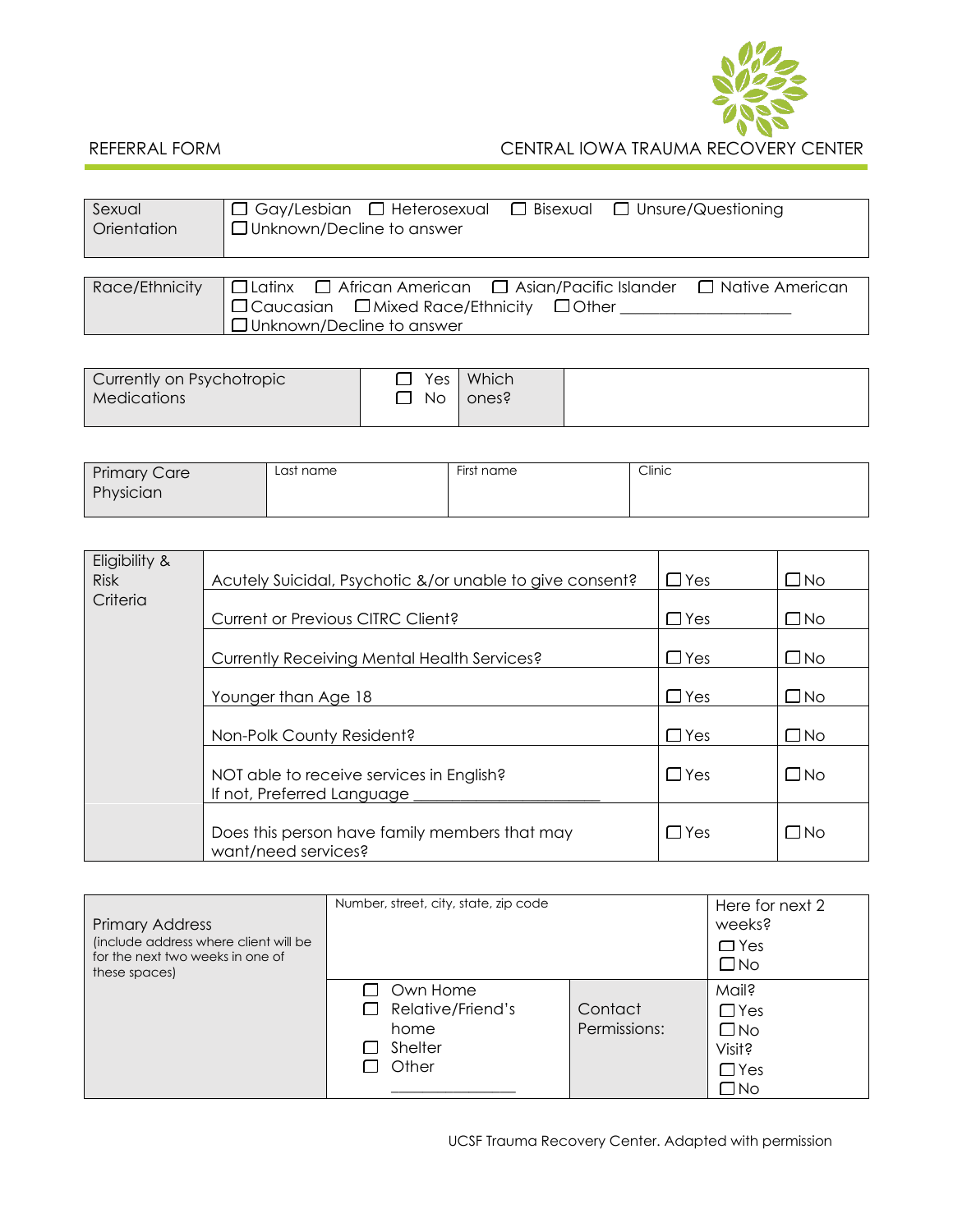REFERRAL FORM CENTRAL IOWA TRAUMA RECOVERY CENTER

| Sexual Orientation | ☐ Gay/Lesbian ☐ Heterosexual ☐ Bisexual ☐ Unsure/Questioning ☐ Unknown/Decline to answer |
|---|---|

| Race/Ethnicity | ☐ Latinx ☐ African American ☐ Asian/Pacific Islander ☐ Native American ☐ Caucasian ☐ Mixed Race/Ethnicity ☐ Other ___________________ ☐ Unknown/Decline to answer |
|---|---|

| Currently on Psychotropic Medications | ☐ Yes ☐ No | Which ones? | |
|---|---|---|---|

| Primary Care Physician | Last name | First name | Clinic |
|---|---|---|---|

| Eligibility & Risk Criteria | | | |
|---|---|---|---|
| | Acutely Suicidal, Psychotic &/or unable to give consent? | ☐ Yes | ☐ No |
| | Current or Previous CITRC Client? | ☐ Yes | ☐ No |
| | Currently Receiving Mental Health Services? | ☐ Yes | ☐ No |
| | Younger than Age 18 | ☐ Yes | ☐ No |
| | Non-Polk County Resident? | ☐ Yes | ☐ No |
| | NOT able to receive services in English? If not, Preferred Language ____________________ | ☐ Yes | ☐ No |
| | Does this person have family members that may want/need services? | ☐ Yes | ☐ No |

| Primary Address (include address where client will be for the next two weeks in one of these spaces) | Number, street, city, state, zip code | | Here for next 2 weeks? ☐ Yes ☐ No |
|---|---|---|---|
| | ☐ Own Home ☐ Relative/Friend's home ☐ Shelter ☐ Other ______________ | Contact Permissions: | Mail? ☐ Yes ☐ No Visit? ☐ Yes ☐ No |

UCSF Trauma Recovery Center. Adapted with permission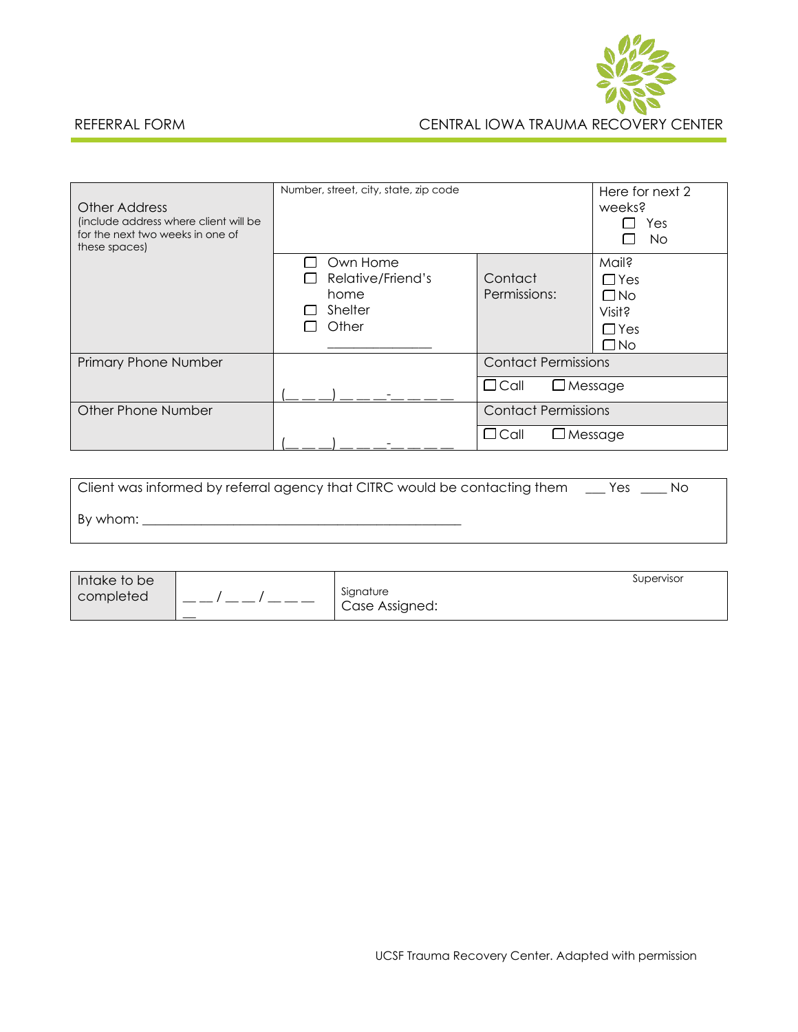REFERRAL FORM CENTRAL IOWA TRAUMA RECOVERY CENTER

| | | | |
|---|---|---|---|
| Other Address (include address where client will be for the next two weeks in one of these spaces) | Number, street, city, state, zip code | | Here for next 2 weeks? ☐ Yes ☐ No |
| | ☐ Own Home ☐ Relative/Friend's home ☐ Shelter ☐ Other ______________ | Contact Permissions: | Mail? ☐ Yes ☐ No Visit? ☐ Yes ☐ No |
| Primary Phone Number | (_ _ _) _ _ _-_ _ _ _ | Contact Permissions ☐ Call ☐ Message | |
| Other Phone Number | (_ _ _) _ _ _-_ _ _ _ | Contact Permissions ☐ Call ☐ Message | |

Client was informed by referral agency that CITRC would be contacting them ___ Yes ____ No

By whom: ______________________________________________

| | | | |
|---|---|---|---|
| Intake to be completed | _ _ / _ _ / _ _ _ _ | Signature Case Assigned: | Supervisor |

UCSF Trauma Recovery Center. Adapted with permission